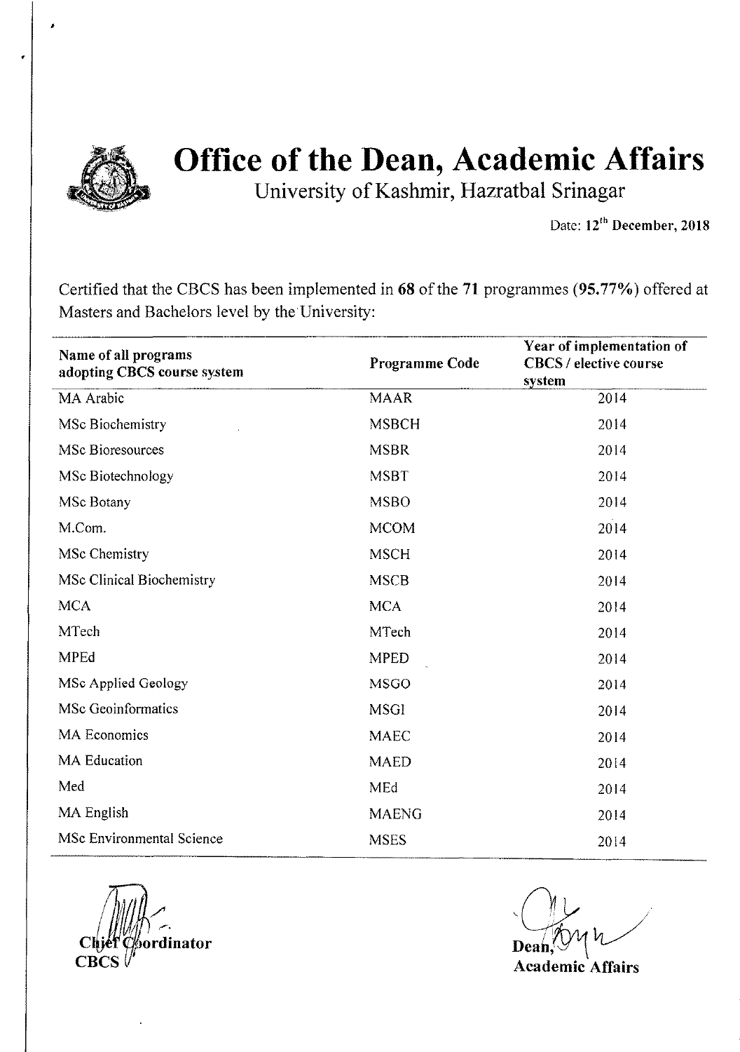# Office of the Dean, Academic Affairs

University of Kashmir, Hazratbal Srinagar

Date: 12th December, 2018

Certified that the CBCS has been implemented in **68** of the **71** programmes (**95.77%**) offered at Masters and Bachelors level by the University:

| Name of all programs adopting CBCS course system | Programme Code | Year of implementation of CBCS / elective course system |
|---|---|---|
| MA Arabic | MAAR | 2014 |
| MSc Biochemistry | MSBCH | 2014 |
| MSc Bioresources | MSBR | 2014 |
| MSc Biotechnology | MSBT | 2014 |
| MSc Botany | MSBO | 2014 |
| M.Com. | MCOM | 2014 |
| MSc Chemistry | MSCH | 2014 |
| MSc Clinical Biochemistry | MSCB | 2014 |
| MCA | MCA | 2014 |
| MTech | MTech | 2014 |
| MPEd | MPED | 2014 |
| MSc Applied Geology | MSGO | 2014 |
| MSc Geoinformatics | MSGI | 2014 |
| MA Economics | MAEC | 2014 |
| MA Education | MAED | 2014 |
| Med | MEd | 2014 |
| MA English | MAENG | 2014 |
| MSc Environmental Science | MSES | 2014 |

**Chief Coordinator**
**CBCS**

**Dean,**
**Academic Affairs**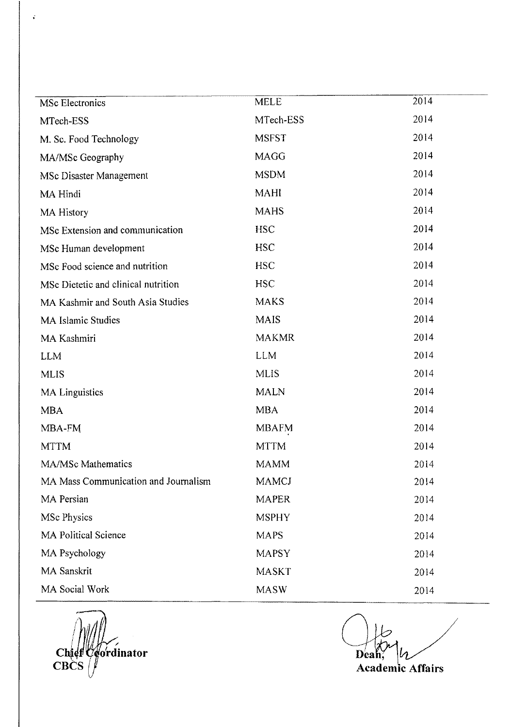| | | |
|---|---|---|
| MSc Electronics | MELE | 2014 |
| MTech-ESS | MTech-ESS | 2014 |
| M. Sc. Food Technology | MSFST | 2014 |
| MA/MSc Geography | MAGG | 2014 |
| MSc Disaster Management | MSDM | 2014 |
| MA Hindi | MAHI | 2014 |
| MA History | MAHS | 2014 |
| MSc Extension and communication | HSC | 2014 |
| MSc Human development | HSC | 2014 |
| MSc Food science and nutrition | HSC | 2014 |
| MSc Dietetic and clinical nutrition | HSC | 2014 |
| MA Kashmir and South Asia Studies | MAKS | 2014 |
| MA Islamic Studies | MAIS | 2014 |
| MA Kashmiri | MAKMR | 2014 |
| LLM | LLM | 2014 |
| MLIS | MLIS | 2014 |
| MA Linguistics | MALN | 2014 |
| MBA | MBA | 2014 |
| MBA-FM | MBAFM | 2014 |
| MTTM | MTTM | 2014 |
| MA/MSc Mathematics | MAMM | 2014 |
| MA Mass Communication and Journalism | MAMCJ | 2014 |
| MA Persian | MAPER | 2014 |
| MSc Physics | MSPHY | 2014 |
| MA Political Science | MAPS | 2014 |
| MA Psychology | MAPSY | 2014 |
| MA Sanskrit | MASKT | 2014 |
| MA Social Work | MASW | 2014 |

**Chief Coordinator**
**CBCS**

**Dean,**
**Academic Affairs**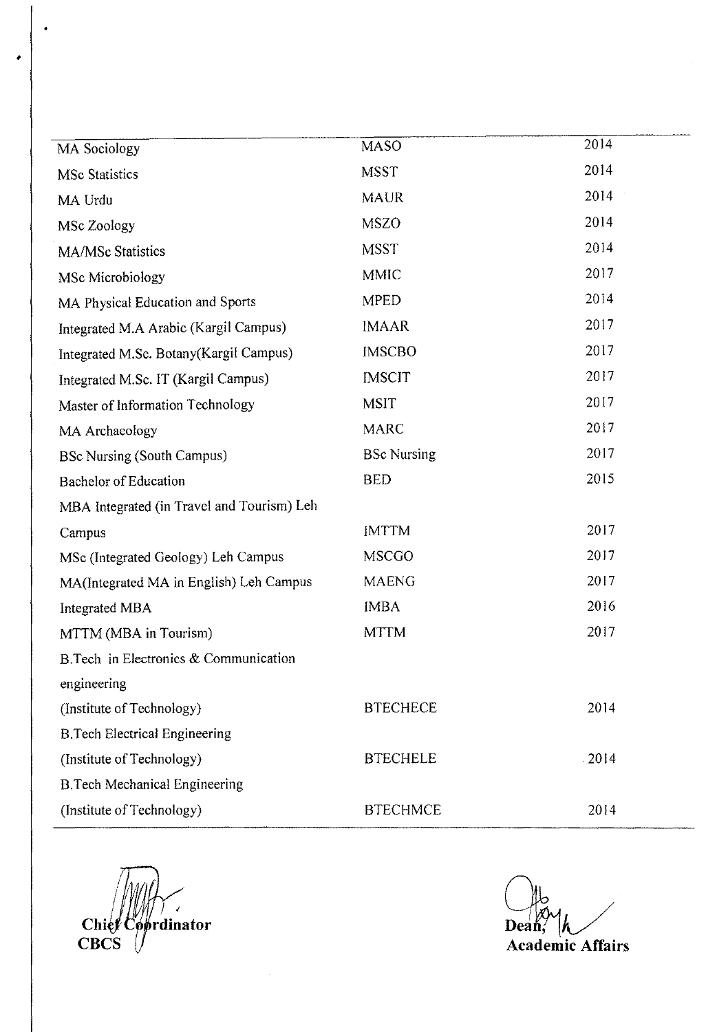| | | |
|---|---|---|
| MA Sociology | MASO | 2014 |
| MSc Statistics | MSST | 2014 |
| MA Urdu | MAUR | 2014 |
| MSc Zoology | MSZO | 2014 |
| MA/MSc Statistics | MSST | 2014 |
| MSc Microbiology | MMIC | 2017 |
| MA Physical Education and Sports | MPED | 2014 |
| Integrated M.A Arabic (Kargil Campus) | IMAAR | 2017 |
| Integrated M.Sc. Botany(Kargil Campus) | IMSCBO | 2017 |
| Integrated M.Sc. IT (Kargil Campus) | IMSCIT | 2017 |
| Master of Information Technology | MSIT | 2017 |
| MA Archaeology | MARC | 2017 |
| BSc Nursing (South Campus) | BSc Nursing | 2017 |
| Bachelor of Education | BED | 2015 |
| MBA Integrated (in Travel and Tourism) Leh Campus | IMTTM | 2017 |
| MSc (Integrated Geology) Leh Campus | MSCGO | 2017 |
| MA(Integrated MA in English) Leh Campus | MAENG | 2017 |
| Integrated MBA | IMBA | 2016 |
| MTTM (MBA in Tourism) | MTTM | 2017 |
| B.Tech in Electronics & Communication engineering (Institute of Technology) | BTECHECE | 2014 |
| B.Tech Electrical Engineering (Institute of Technology) | BTECHELE | 2014 |
| B.Tech Mechanical Engineering (Institute of Technology) | BTECHMCE | 2014 |

**Chief Coordinator**
**CBCS**

**Dean,**
**Academic Affairs**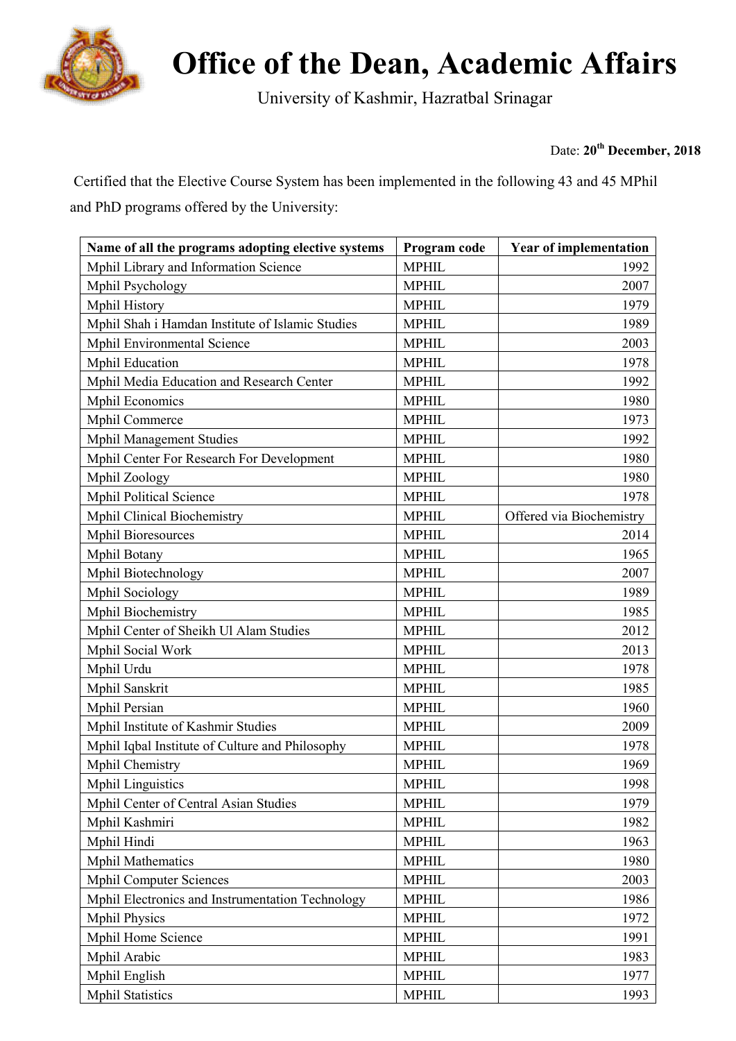# Office of the Dean, Academic Affairs

University of Kashmir, Hazratbal Srinagar

Date: **20th December, 2018**

Certified that the Elective Course System has been implemented in the following 43 and 45 MPhil and PhD programs offered by the University:

| Name of all the programs adopting elective systems | Program code | Year of implementation |
|---|---|---|
| Mphil Library and Information Science | MPHIL | 1992 |
| Mphil Psychology | MPHIL | 2007 |
| Mphil History | MPHIL | 1979 |
| Mphil Shah i Hamdan Institute of Islamic Studies | MPHIL | 1989 |
| Mphil Environmental Science | MPHIL | 2003 |
| Mphil Education | MPHIL | 1978 |
| Mphil Media Education and Research Center | MPHIL | 1992 |
| Mphil Economics | MPHIL | 1980 |
| Mphil Commerce | MPHIL | 1973 |
| Mphil Management Studies | MPHIL | 1992 |
| Mphil Center For Research For Development | MPHIL | 1980 |
| Mphil Zoology | MPHIL | 1980 |
| Mphil Political Science | MPHIL | 1978 |
| Mphil Clinical Biochemistry | MPHIL | Offered via Biochemistry |
| Mphil Bioresources | MPHIL | 2014 |
| Mphil Botany | MPHIL | 1965 |
| Mphil Biotechnology | MPHIL | 2007 |
| Mphil Sociology | MPHIL | 1989 |
| Mphil Biochemistry | MPHIL | 1985 |
| Mphil Center of Sheikh Ul Alam Studies | MPHIL | 2012 |
| Mphil Social Work | MPHIL | 2013 |
| Mphil Urdu | MPHIL | 1978 |
| Mphil Sanskrit | MPHIL | 1985 |
| Mphil Persian | MPHIL | 1960 |
| Mphil Institute of Kashmir Studies | MPHIL | 2009 |
| Mphil Iqbal Institute of Culture and Philosophy | MPHIL | 1978 |
| Mphil Chemistry | MPHIL | 1969 |
| Mphil Linguistics | MPHIL | 1998 |
| Mphil Center of Central Asian Studies | MPHIL | 1979 |
| Mphil Kashmiri | MPHIL | 1982 |
| Mphil Hindi | MPHIL | 1963 |
| Mphil Mathematics | MPHIL | 1980 |
| Mphil Computer Sciences | MPHIL | 2003 |
| Mphil Electronics and Instrumentation Technology | MPHIL | 1986 |
| Mphil Physics | MPHIL | 1972 |
| Mphil Home Science | MPHIL | 1991 |
| Mphil Arabic | MPHIL | 1983 |
| Mphil English | MPHIL | 1977 |
| Mphil Statistics | MPHIL | 1993 |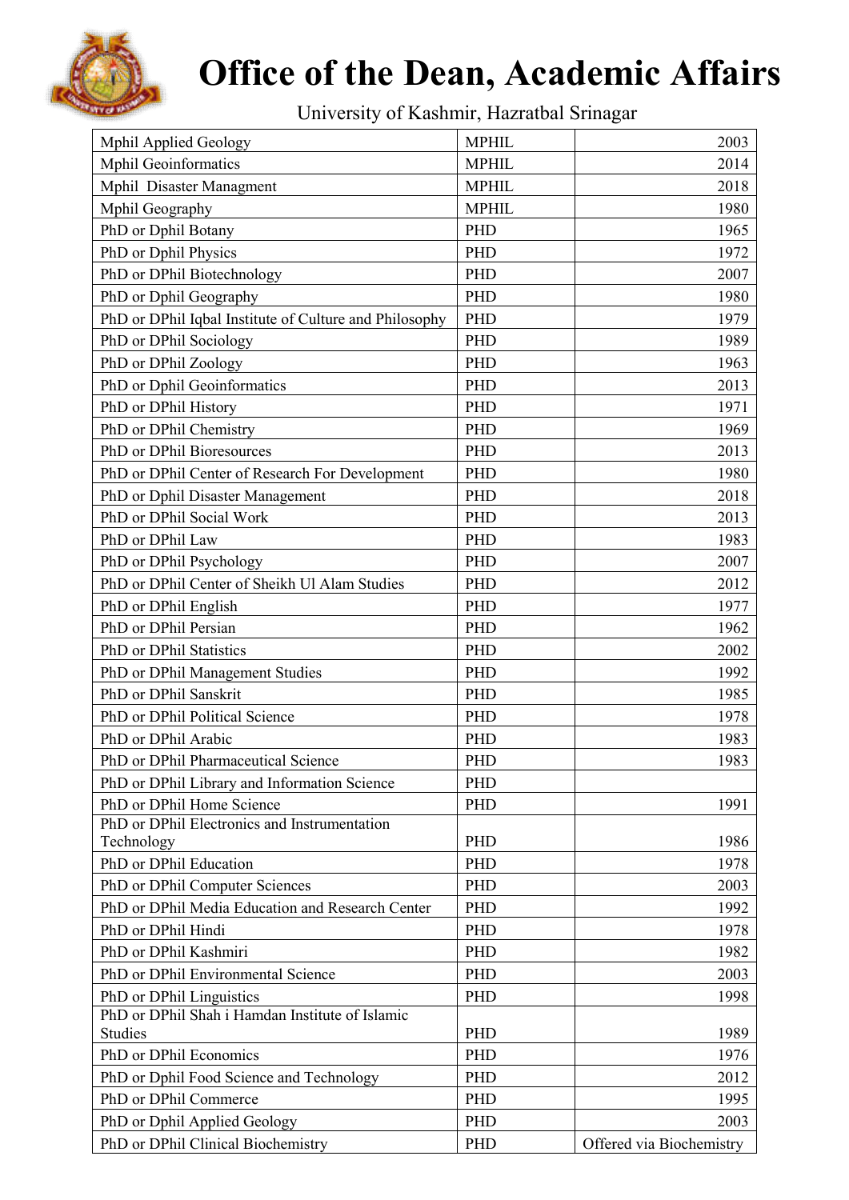# Office of the Dean, Academic Affairs

University of Kashmir, Hazratbal Srinagar

| | | |
|---|---|---|
| Mphil Applied Geology | MPHIL | 2003 |
| Mphil Geoinformatics | MPHIL | 2014 |
| Mphil Disaster Managment | MPHIL | 2018 |
| Mphil Geography | MPHIL | 1980 |
| PhD or Dphil Botany | PHD | 1965 |
| PhD or Dphil Physics | PHD | 1972 |
| PhD or DPhil Biotechnology | PHD | 2007 |
| PhD or Dphil Geography | PHD | 1980 |
| PhD or DPhil Iqbal Institute of Culture and Philosophy | PHD | 1979 |
| PhD or DPhil Sociology | PHD | 1989 |
| PhD or DPhil Zoology | PHD | 1963 |
| PhD or Dphil Geoinformatics | PHD | 2013 |
| PhD or DPhil History | PHD | 1971 |
| PhD or DPhil Chemistry | PHD | 1969 |
| PhD or DPhil Bioresources | PHD | 2013 |
| PhD or DPhil Center of Research For Development | PHD | 1980 |
| PhD or Dphil Disaster Management | PHD | 2018 |
| PhD or DPhil Social Work | PHD | 2013 |
| PhD or DPhil Law | PHD | 1983 |
| PhD or DPhil Psychology | PHD | 2007 |
| PhD or DPhil Center of Sheikh Ul Alam Studies | PHD | 2012 |
| PhD or DPhil English | PHD | 1977 |
| PhD or DPhil Persian | PHD | 1962 |
| PhD or DPhil Statistics | PHD | 2002 |
| PhD or DPhil Management Studies | PHD | 1992 |
| PhD or DPhil Sanskrit | PHD | 1985 |
| PhD or DPhil Political Science | PHD | 1978 |
| PhD or DPhil Arabic | PHD | 1983 |
| PhD or DPhil Pharmaceutical Science | PHD | 1983 |
| PhD or DPhil Library and Information Science | PHD | |
| PhD or DPhil Home Science | PHD | 1991 |
| PhD or DPhil Electronics and Instrumentation Technology | PHD | 1986 |
| PhD or DPhil Education | PHD | 1978 |
| PhD or DPhil Computer Sciences | PHD | 2003 |
| PhD or DPhil Media Education and Research Center | PHD | 1992 |
| PhD or DPhil Hindi | PHD | 1978 |
| PhD or DPhil Kashmiri | PHD | 1982 |
| PhD or DPhil Environmental Science | PHD | 2003 |
| PhD or DPhil Linguistics | PHD | 1998 |
| PhD or DPhil Shah i Hamdan Institute of Islamic Studies | PHD | 1989 |
| PhD or DPhil Economics | PHD | 1976 |
| PhD or Dphil Food Science and Technology | PHD | 2012 |
| PhD or DPhil Commerce | PHD | 1995 |
| PhD or Dphil Applied Geology | PHD | 2003 |
| PhD or DPhil Clinical Biochemistry | PHD | Offered via Biochemistry |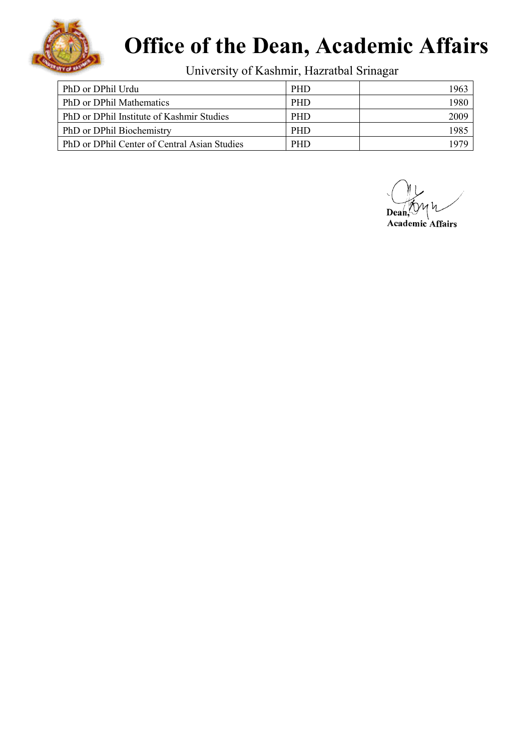# Office of the Dean, Academic Affairs

University of Kashmir, Hazratbal Srinagar

| | | |
|---|---|---|
| PhD or DPhil Urdu | PHD | 1963 |
| PhD or DPhil Mathematics | PHD | 1980 |
| PhD or DPhil Institute of Kashmir Studies | PHD | 2009 |
| PhD or DPhil Biochemistry | PHD | 1985 |
| PhD or DPhil Center of Central Asian Studies | PHD | 1979 |

Dean,
Academic Affairs